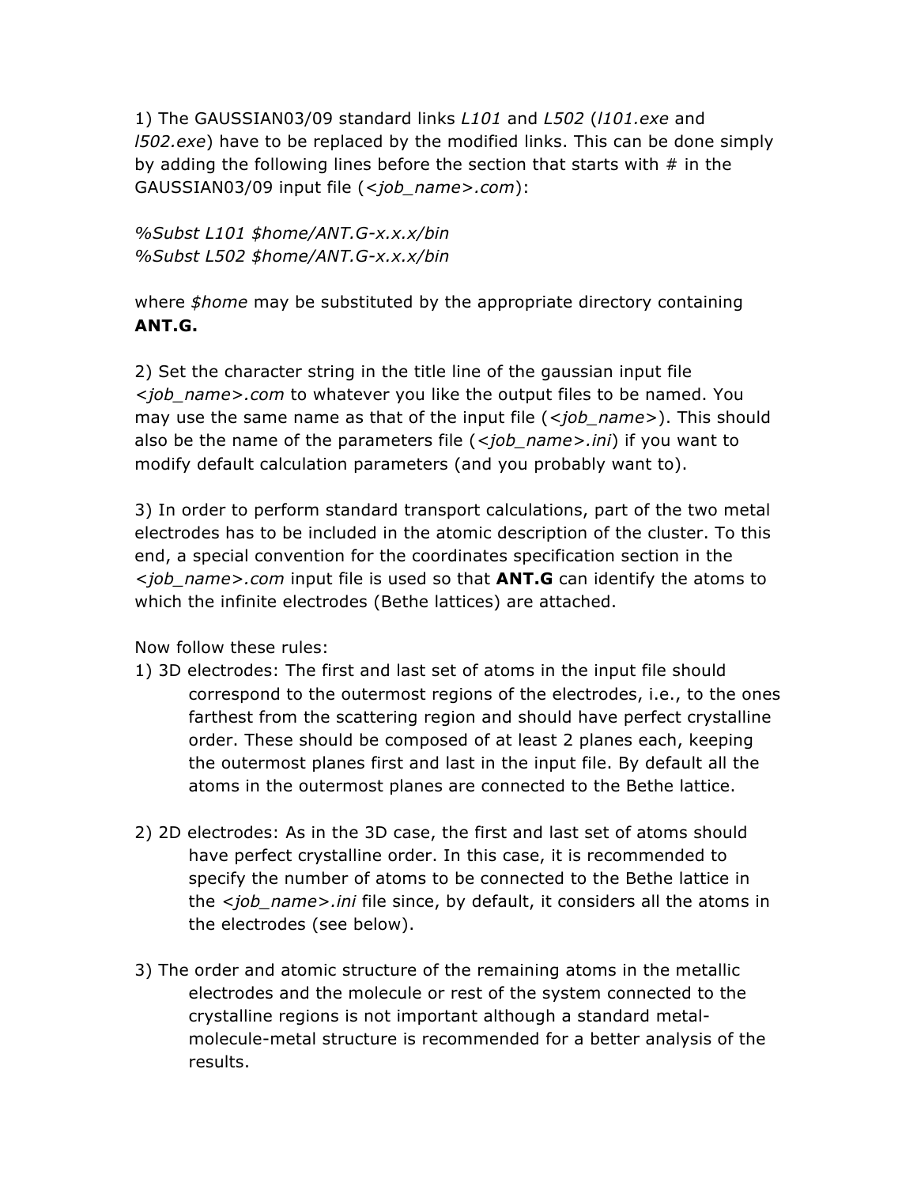1) The GAUSSIAN03/09 standard links *L101* and *L502* (*l101.exe* and *l502.exe*) have to be replaced by the modified links. This can be done simply by adding the following lines before the section that starts with # in the GAUSSIAN03/09 input file (*<job_name>.com*):

*%Subst L101 $home/ANT.G-x.x.x/bin*
*%Subst L502 $home/ANT.G-x.x.x/bin*

where *$home* may be substituted by the appropriate directory containing **ANT.G.**

2) Set the character string in the title line of the gaussian input file *<job_name>.com* to whatever you like the output files to be named. You may use the same name as that of the input file (*<job_name>*). This should also be the name of the parameters file (*<job_name>.ini*) if you want to modify default calculation parameters (and you probably want to).

3) In order to perform standard transport calculations, part of the two metal electrodes has to be included in the atomic description of the cluster. To this end, a special convention for the coordinates specification section in the *<job_name>.com* input file is used so that **ANT.G** can identify the atoms to which the infinite electrodes (Bethe lattices) are attached.

Now follow these rules:

1) 3D electrodes: The first and last set of atoms in the input file should correspond to the outermost regions of the electrodes, i.e., to the ones farthest from the scattering region and should have perfect crystalline order. These should be composed of at least 2 planes each, keeping the outermost planes first and last in the input file. By default all the atoms in the outermost planes are connected to the Bethe lattice.

2) 2D electrodes: As in the 3D case, the first and last set of atoms should have perfect crystalline order. In this case, it is recommended to specify the number of atoms to be connected to the Bethe lattice in the *<job_name>.ini* file since, by default, it considers all the atoms in the electrodes (see below).

3) The order and atomic structure of the remaining atoms in the metallic electrodes and the molecule or rest of the system connected to the crystalline regions is not important although a standard metal-molecule-metal structure is recommended for a better analysis of the results.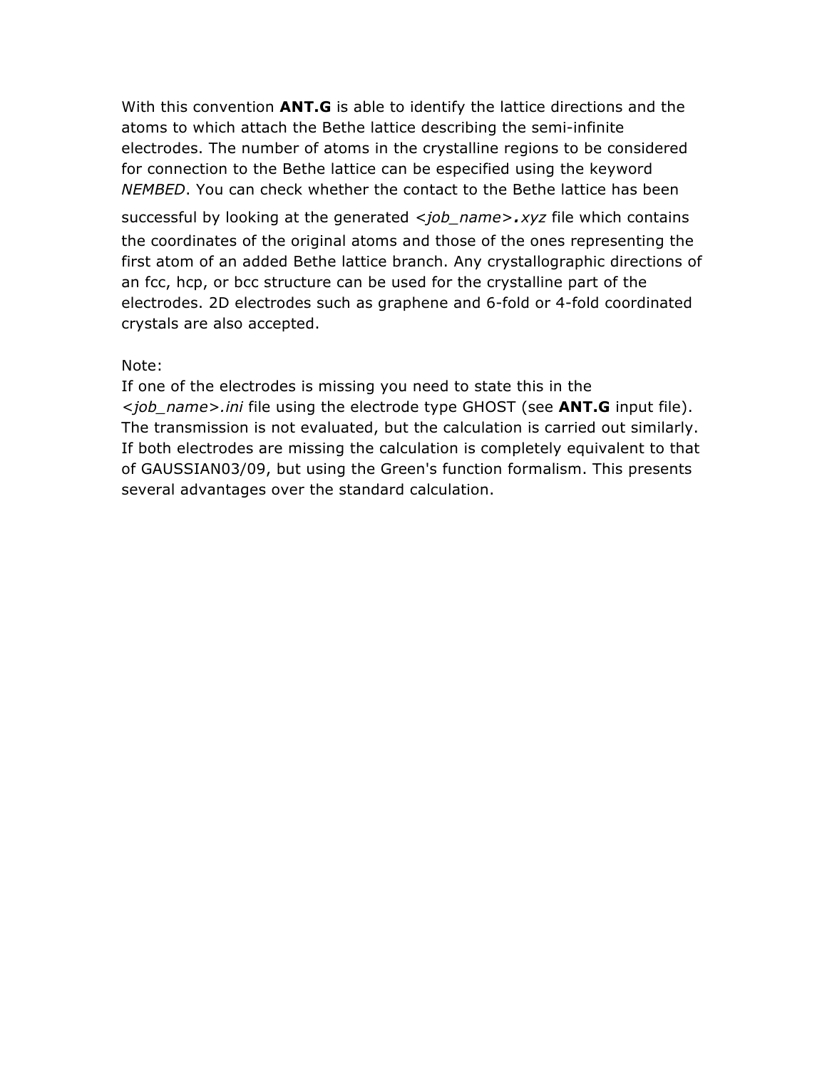With this convention **ANT.G** is able to identify the lattice directions and the atoms to which attach the Bethe lattice describing the semi-infinite electrodes. The number of atoms in the crystalline regions to be considered for connection to the Bethe lattice can be especified using the keyword *NEMBED*. You can check whether the contact to the Bethe lattice has been successful by looking at the generated *<job_name>.xyz* file which contains the coordinates of the original atoms and those of the ones representing the first atom of an added Bethe lattice branch. Any crystallographic directions of an fcc, hcp, or bcc structure can be used for the crystalline part of the electrodes. 2D electrodes such as graphene and 6-fold or 4-fold coordinated crystals are also accepted.

Note:
If one of the electrodes is missing you need to state this in the *<job_name>.ini* file using the electrode type GHOST (see **ANT.G** input file). The transmission is not evaluated, but the calculation is carried out similarly. If both electrodes are missing the calculation is completely equivalent to that of GAUSSIAN03/09, but using the Green's function formalism. This presents several advantages over the standard calculation.